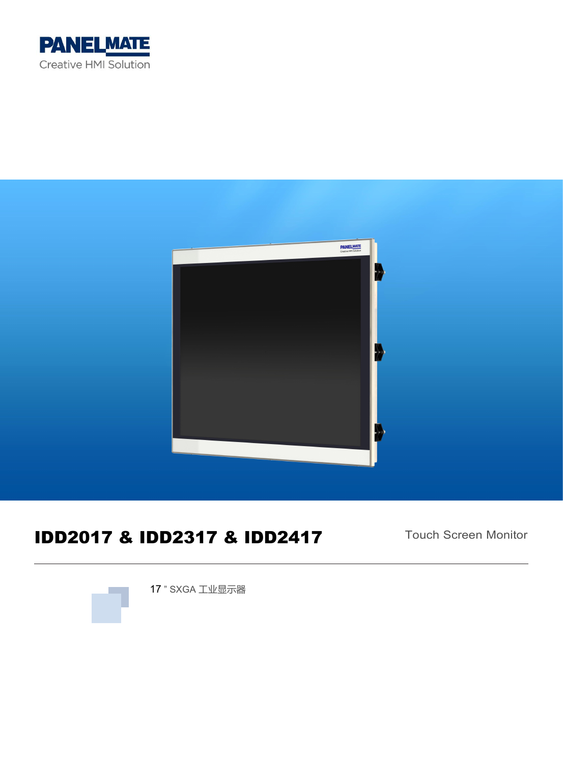PANELMATE

Creative HMI Solution

# IDD2017 & IDD2317 & IDD2417

Touch Screen Monitor

17 " SXGA 工业显示器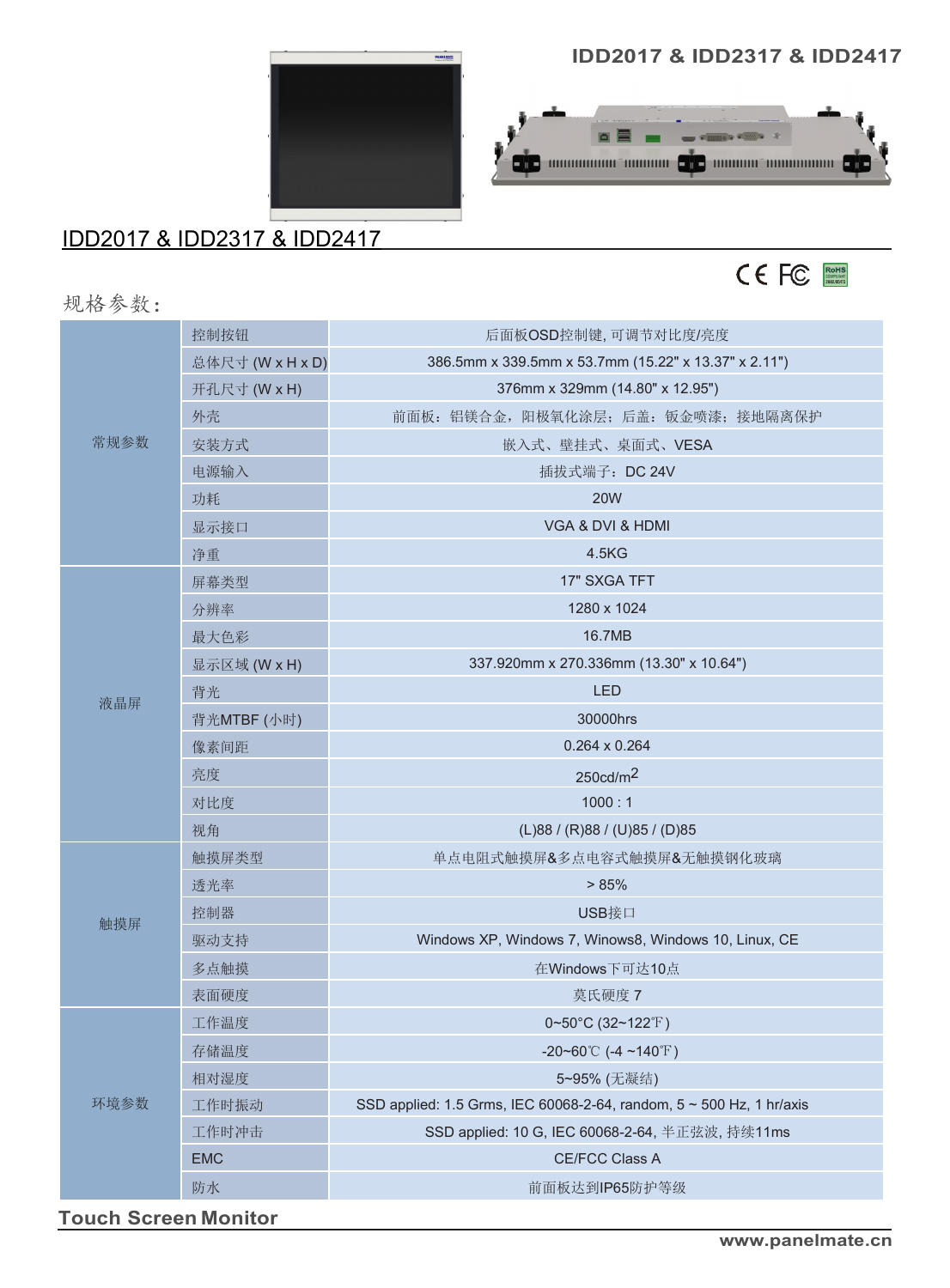IDD2017 & IDD2317 & IDD2417

## IDD2017 & IDD2317 & IDD2417

规格参数：

| | | |
|---|---|---|
| 常规参数 | 控制按钮 | 后面板OSD控制键, 可调节对比度/亮度 |
| | 总体尺寸 (W x H x D) | 386.5mm x 339.5mm x 53.7mm (15.22" x 13.37" x 2.11") |
| | 开孔尺寸 (W x H) | 376mm x 329mm (14.80" x 12.95") |
| | 外壳 | 前面板：铝镁合金，阳极氧化涂层；后盖：钣金喷漆；接地隔离保护 |
| | 安装方式 | 嵌入式、壁挂式、桌面式、VESA |
| | 电源输入 | 插拔式端子：DC 24V |
| | 功耗 | 20W |
| | 显示接口 | VGA & DVI & HDMI |
| | 净重 | 4.5KG |
| 液晶屏 | 屏幕类型 | 17" SXGA TFT |
| | 分辨率 | 1280 x 1024 |
| | 最大色彩 | 16.7MB |
| | 显示区域 (W x H) | 337.920mm x 270.336mm (13.30" x 10.64") |
| | 背光 | LED |
| | 背光MTBF (小时) | 30000hrs |
| | 像素间距 | 0.264 x 0.264 |
| | 亮度 | 250cd/m$^2$ |
| | 对比度 | 1000 : 1 |
| | 视角 | (L)88 / (R)88 / (U)85 / (D)85 |
| 触摸屏 | 触摸屏类型 | 单点电阻式触摸屏&多点电容式触摸屏&无触摸钢化玻璃 |
| | 透光率 | > 85% |
| | 控制器 | USB接口 |
| | 驱动支持 | Windows XP, Windows 7, Winows8, Windows 10, Linux, CE |
| | 多点触摸 | 在Windows下可达10点 |
| | 表面硬度 | 莫氏硬度 7 |
| 环境参数 | 工作温度 | 0~50°C (32~122℉) |
| | 存储温度 | -20~60℃ (-4 ~140℉) |
| | 相对湿度 | 5~95% (无凝结) |
| | 工作时振动 | SSD applied: 1.5 Grms, IEC 60068-2-64, random, 5 ~ 500 Hz, 1 hr/axis |
| | 工作时冲击 | SSD applied: 10 G, IEC 60068-2-64, 半正弦波, 持续11ms |
| | EMC | CE/FCC Class A |
| | 防水 | 前面板达到IP65防护等级 |

Touch Screen Monitor

www.panelmate.cn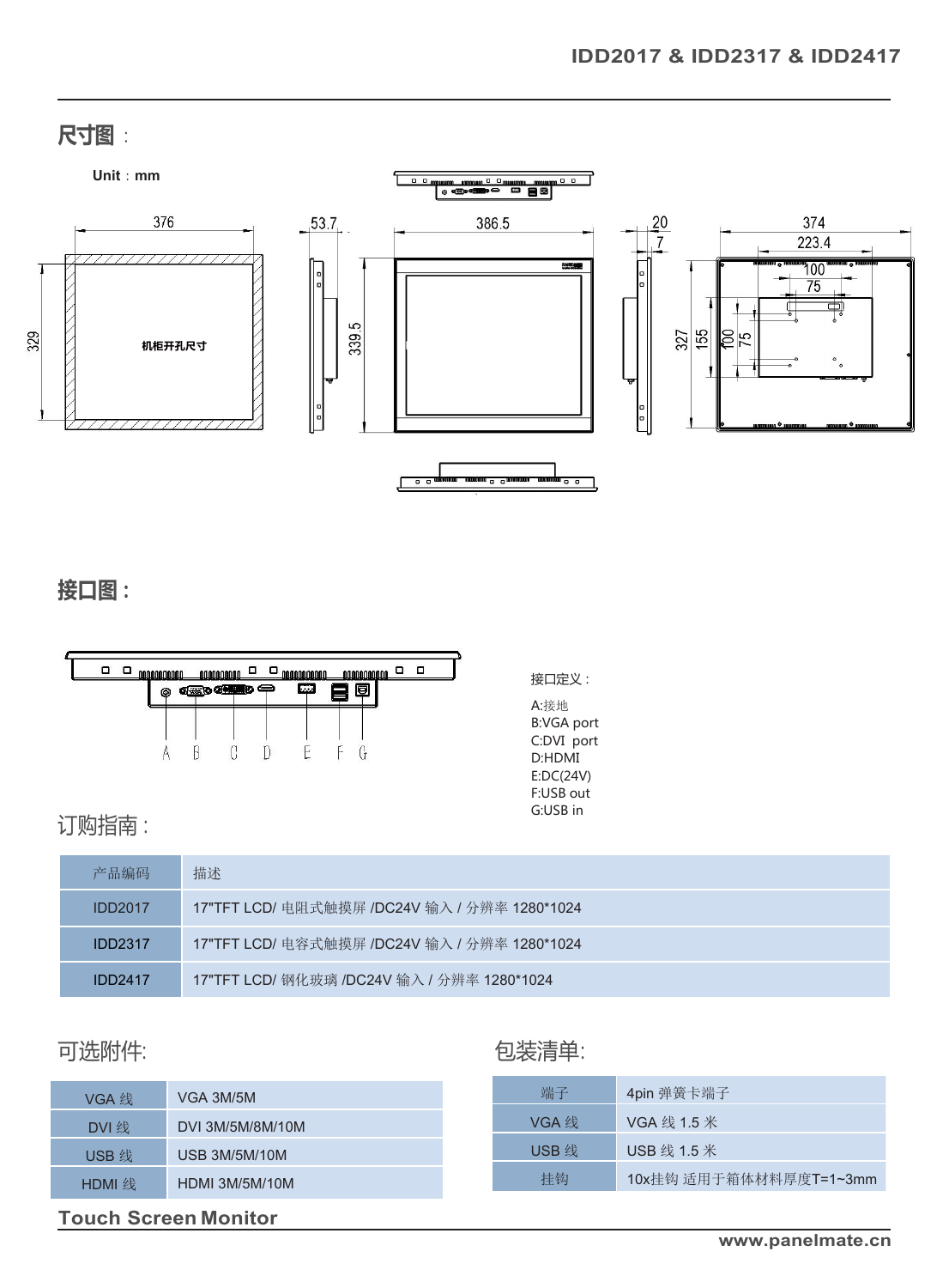## 尺寸图：

Unit：mm

376
329
机柜开孔尺寸
53.7
339.5
386.5
20
7
374
223.4
100
75
327
155
100
75

## 接口图：

A B C D E F G

接口定义：

A:接地
B:VGA port
C:DVI port
D:HDMI
E:DC(24V)
F:USB out
G:USB in

## 订购指南：

| 产品编码 | 描述 |
| --- | --- |
| IDD2017 | 17"TFT LCD/ 电阻式触摸屏 /DC24V 输入 / 分辨率 1280*1024 |
| IDD2317 | 17"TFT LCD/ 电容式触摸屏 /DC24V 输入 / 分辨率 1280*1024 |
| IDD2417 | 17"TFT LCD/ 钢化玻璃 /DC24V 输入 / 分辨率 1280*1024 |

## 可选附件:

| | |
| --- | --- |
| VGA 线 | VGA 3M/5M |
| DVI 线 | DVI 3M/5M/8M/10M |
| USB 线 | USB 3M/5M/10M |
| HDMI 线 | HDMI 3M/5M/10M |

## 包装清单:

| | |
| --- | --- |
| 端子 | 4pin 弹簧卡端子 |
| VGA 线 | VGA 线 1.5 米 |
| USB 线 | USB 线 1.5 米 |
| 挂钩 | 10x挂钩 适用于箱体材料厚度T=1~3mm |